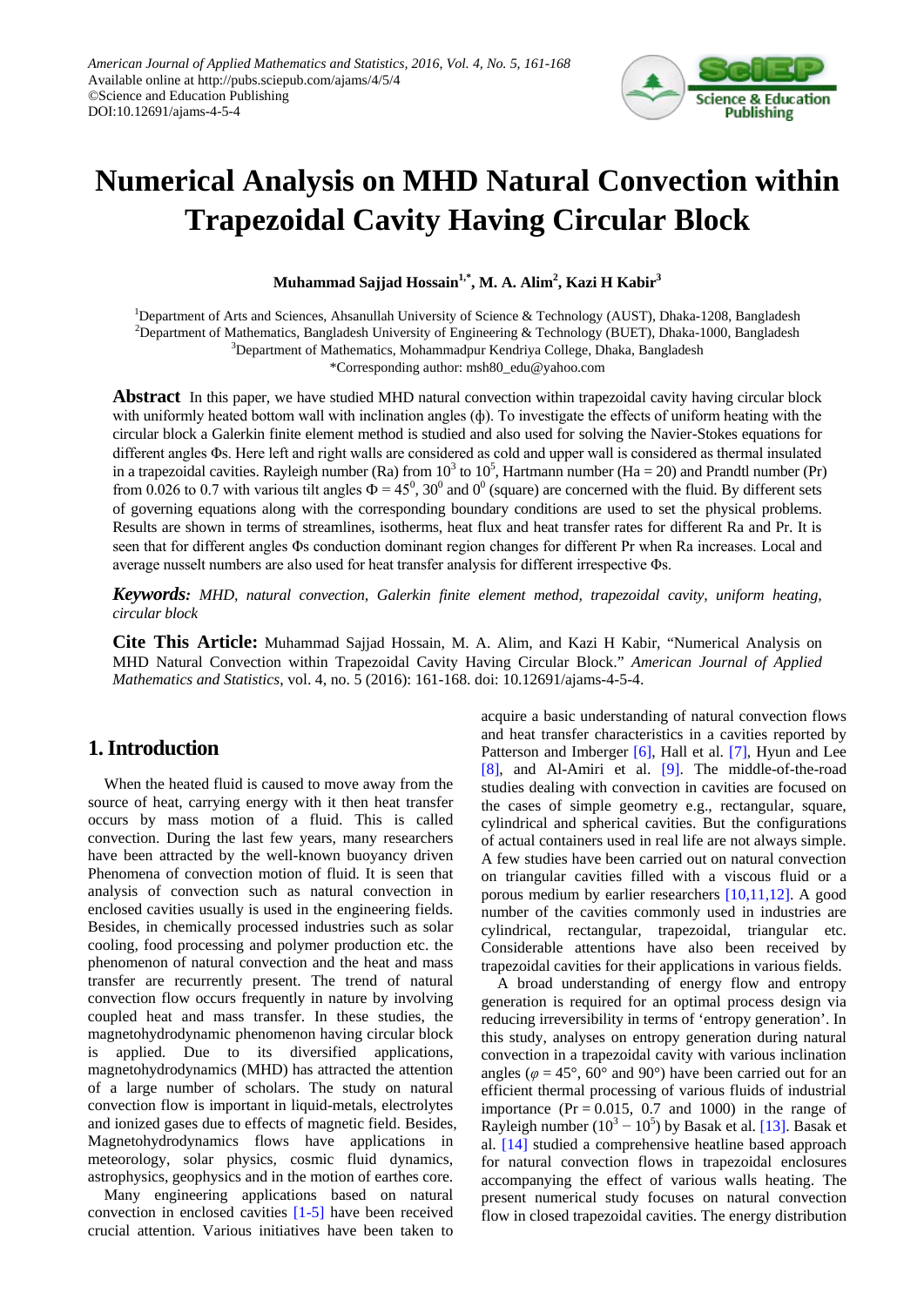American Journal of Applied Mathematics and Statistics, 2016, Vol. 4, No. 5, 161-168
Available online at http://pubs.sciepub.com/ajams/4/5/4
©Science and Education Publishing
DOI:10.12691/ajams-4-5-4

# Numerical Analysis on MHD Natural Convection within Trapezoidal Cavity Having Circular Block

**Muhammad Sajjad Hossain[1,*], M. A. Alim[2], Kazi H Kabir[3]**

[1]Department of Arts and Sciences, Ahsanullah University of Science & Technology (AUST), Dhaka-1208, Bangladesh
[2]Department of Mathematics, Bangladesh University of Engineering & Technology (BUET), Dhaka-1000, Bangladesh
[3]Department of Mathematics, Mohammadpur Kendriya College, Dhaka, Bangladesh
*Corresponding author: msh80_edu@yahoo.com

**Abstract** In this paper, we have studied MHD natural convection within trapezoidal cavity having circular block with uniformly heated bottom wall with inclination angles (ϕ). To investigate the effects of uniform heating with the circular block a Galerkin finite element method is studied and also used for solving the Navier-Stokes equations for different angles Φs. Here left and right walls are considered as cold and upper wall is considered as thermal insulated in a trapezoidal cavities. Rayleigh number (Ra) from $10^3$ to $10^5$, Hartmann number (Ha = 20) and Prandtl number (Pr) from 0.026 to 0.7 with various tilt angles $\Phi = 45^0$, $30^0$ and $0^0$ (square) are concerned with the fluid. By different sets of governing equations along with the corresponding boundary conditions are used to set the physical problems. Results are shown in terms of streamlines, isotherms, heat flux and heat transfer rates for different Ra and Pr. It is seen that for different angles Φs conduction dominant region changes for different Pr when Ra increases. Local and average nusselt numbers are also used for heat transfer analysis for different irrespective Φs.

***Keywords:*** *MHD, natural convection, Galerkin finite element method, trapezoidal cavity, uniform heating, circular block*

**Cite This Article:** Muhammad Sajjad Hossain, M. A. Alim, and Kazi H Kabir, "Numerical Analysis on MHD Natural Convection within Trapezoidal Cavity Having Circular Block." *American Journal of Applied Mathematics and Statistics*, vol. 4, no. 5 (2016): 161-168. doi: 10.12691/ajams-4-5-4.

## 1. Introduction

When the heated fluid is caused to move away from the source of heat, carrying energy with it then heat transfer occurs by mass motion of a fluid. This is called convection. During the last few years, many researchers have been attracted by the well-known buoyancy driven Phenomena of convection motion of fluid. It is seen that analysis of convection such as natural convection in enclosed cavities usually is used in the engineering fields. Besides, in chemically processed industries such as solar cooling, food processing and polymer production etc. the phenomenon of natural convection and the heat and mass transfer are recurrently present. The trend of natural convection flow occurs frequently in nature by involving coupled heat and mass transfer. In these studies, the magnetohydrodynamic phenomenon having circular block is applied. Due to its diversified applications, magnetohydrodynamics (MHD) has attracted the attention of a large number of scholars. The study on natural convection flow is important in liquid-metals, electrolytes and ionized gases due to effects of magnetic field. Besides, Magnetohydrodynamics flows have applications in meteorology, solar physics, cosmic fluid dynamics, astrophysics, geophysics and in the motion of earthes core.

Many engineering applications based on natural convection in enclosed cavities [1-5] have been received crucial attention. Various initiatives have been taken to acquire a basic understanding of natural convection flows and heat transfer characteristics in a cavities reported by Patterson and Imberger [6], Hall et al. [7], Hyun and Lee [8], and Al-Amiri et al. [9]. The middle-of-the-road studies dealing with convection in cavities are focused on the cases of simple geometry e.g., rectangular, square, cylindrical and spherical cavities. But the configurations of actual containers used in real life are not always simple. A few studies have been carried out on natural convection on triangular cavities filled with a viscous fluid or a porous medium by earlier researchers [10,11,12]. A good number of the cavities commonly used in industries are cylindrical, rectangular, trapezoidal, triangular etc. Considerable attentions have also been received by trapezoidal cavities for their applications in various fields.

A broad understanding of energy flow and entropy generation is required for an optimal process design via reducing irreversibility in terms of 'entropy generation'. In this study, analyses on entropy generation during natural convection in a trapezoidal cavity with various inclination angles ($\varphi = 45°$, $60°$ and $90°$) have been carried out for an efficient thermal processing of various fluids of industrial importance ($Pr = 0.015$, $0.7$ and $1000$) in the range of Rayleigh number ($10^3 - 10^5$) by Basak et al. [13]. Basak et al. [14] studied a comprehensive heatline based approach for natural convection flows in trapezoidal enclosures accompanying the effect of various walls heating. The present numerical study focuses on natural convection flow in closed trapezoidal cavities. The energy distribution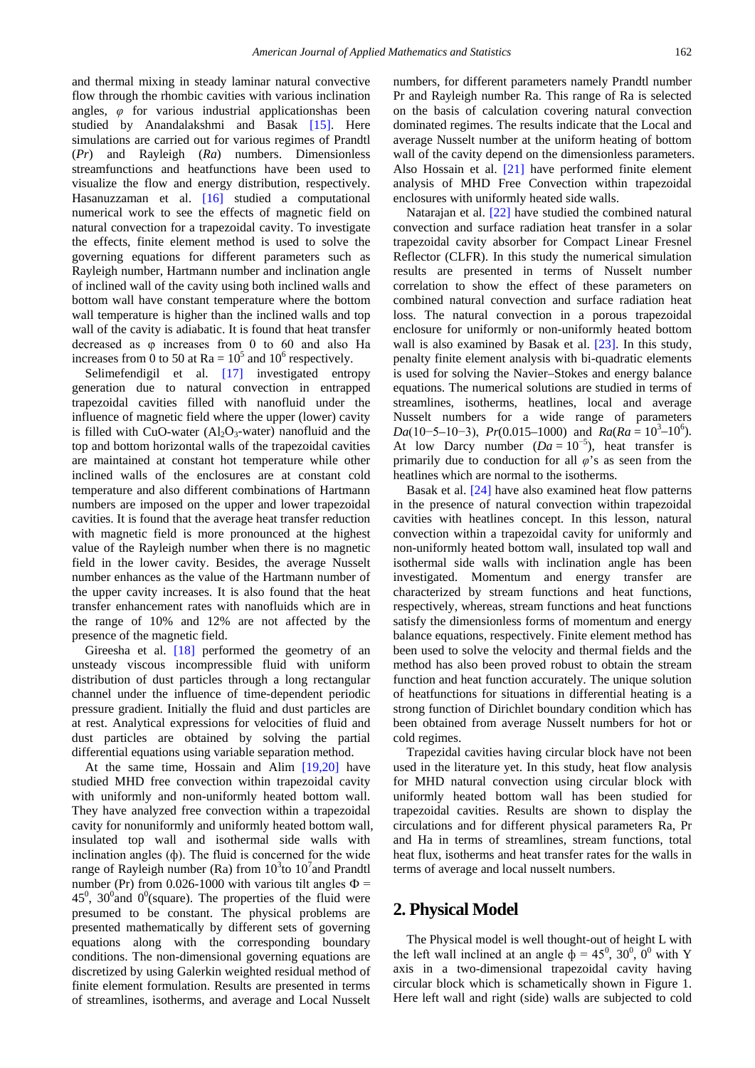and thermal mixing in steady laminar natural convective flow through the rhombic cavities with various inclination angles, $\varphi$ for various industrial applicationshas been studied by Anandalakshmi and Basak [15]. Here simulations are carried out for various regimes of Prandtl (*Pr*) and Rayleigh (*Ra*) numbers. Dimensionless streamfunctions and heatfunctions have been used to visualize the flow and energy distribution, respectively. Hasanuzzaman et al. [16] studied a computational numerical work to see the effects of magnetic field on natural convection for a trapezoidal cavity. To investigate the effects, finite element method is used to solve the governing equations for different parameters such as Rayleigh number, Hartmann number and inclination angle of inclined wall of the cavity using both inclined walls and bottom wall have constant temperature where the bottom wall temperature is higher than the inclined walls and top wall of the cavity is adiabatic. It is found that heat transfer decreased as φ increases from 0 to 60 and also Ha increases from 0 to 50 at Ra = $10^5$ and $10^6$ respectively.

Selimefendigil et al. [17] investigated entropy generation due to natural convection in entrapped trapezoidal cavities filled with nanofluid under the influence of magnetic field where the upper (lower) cavity is filled with CuO-water ($Al_2O_3$-water) nanofluid and the top and bottom horizontal walls of the trapezoidal cavities are maintained at constant hot temperature while other inclined walls of the enclosures are at constant cold temperature and also different combinations of Hartmann numbers are imposed on the upper and lower trapezoidal cavities. It is found that the average heat transfer reduction with magnetic field is more pronounced at the highest value of the Rayleigh number when there is no magnetic field in the lower cavity. Besides, the average Nusselt number enhances as the value of the Hartmann number of the upper cavity increases. It is also found that the heat transfer enhancement rates with nanofluids which are in the range of 10% and 12% are not affected by the presence of the magnetic field.

Gireesha et al. [18] performed the geometry of an unsteady viscous incompressible fluid with uniform distribution of dust particles through a long rectangular channel under the influence of time-dependent periodic pressure gradient. Initially the fluid and dust particles are at rest. Analytical expressions for velocities of fluid and dust particles are obtained by solving the partial differential equations using variable separation method.

At the same time, Hossain and Alim [19,20] have studied MHD free convection within trapezoidal cavity with uniformly and non-uniformly heated bottom wall. They have analyzed free convection within a trapezoidal cavity for nonuniformly and uniformly heated bottom wall, insulated top wall and isothermal side walls with inclination angles (ϕ). The fluid is concerned for the wide range of Rayleigh number (Ra) from $10^3$to $10^7$and Prandtl number (Pr) from 0.026-1000 with various tilt angles $\Phi$ = $45^0$, $30^0$and $0^0$(square). The properties of the fluid were presumed to be constant. The physical problems are presented mathematically by different sets of governing equations along with the corresponding boundary conditions. The non-dimensional governing equations are discretized by using Galerkin weighted residual method of finite element formulation. Results are presented in terms of streamlines, isotherms, and average and Local Nusselt numbers, for different parameters namely Prandtl number Pr and Rayleigh number Ra. This range of Ra is selected on the basis of calculation covering natural convection dominated regimes. The results indicate that the Local and average Nusselt number at the uniform heating of bottom wall of the cavity depend on the dimensionless parameters. Also Hossain et al. [21] have performed finite element analysis of MHD Free Convection within trapezoidal enclosures with uniformly heated side walls.

Natarajan et al. [22] have studied the combined natural convection and surface radiation heat transfer in a solar trapezoidal cavity absorber for Compact Linear Fresnel Reflector (CLFR). In this study the numerical simulation results are presented in terms of Nusselt number correlation to show the effect of these parameters on combined natural convection and surface radiation heat loss. The natural convection in a porous trapezoidal enclosure for uniformly or non-uniformly heated bottom wall is also examined by Basak et al. [23]. In this study, penalty finite element analysis with bi-quadratic elements is used for solving the Navier–Stokes and energy balance equations. The numerical solutions are studied in terms of streamlines, isotherms, heatlines, local and average Nusselt numbers for a wide range of parameters *Da*(10−5–10−3), *Pr*(0.015–1000) and *Ra*(*Ra* = $10^3$–$10^6$). At low Darcy number ($Da = 10^{-5}$), heat transfer is primarily due to conduction for all $\varphi$'s as seen from the heatlines which are normal to the isotherms.

Basak et al. [24] have also examined heat flow patterns in the presence of natural convection within trapezoidal cavities with heatlines concept. In this lesson, natural convection within a trapezoidal cavity for uniformly and non-uniformly heated bottom wall, insulated top wall and isothermal side walls with inclination angle has been investigated. Momentum and energy transfer are characterized by stream functions and heat functions, respectively, whereas, stream functions and heat functions satisfy the dimensionless forms of momentum and energy balance equations, respectively. Finite element method has been used to solve the velocity and thermal fields and the method has also been proved robust to obtain the stream function and heat function accurately. The unique solution of heatfunctions for situations in differential heating is a strong function of Dirichlet boundary condition which has been obtained from average Nusselt numbers for hot or cold regimes.

Trapezidal cavities having circular block have not been used in the literature yet. In this study, heat flow analysis for MHD natural convection using circular block with uniformly heated bottom wall has been studied for trapezoidal cavities. Results are shown to display the circulations and for different physical parameters Ra, Pr and Ha in terms of streamlines, stream functions, total heat flux, isotherms and heat transfer rates for the walls in terms of average and local nusselt numbers.

## 2. Physical Model

The Physical model is well thought-out of height L with the left wall inclined at an angle ϕ = $45^0$, $30^0$, $0^0$ with Y axis in a two-dimensional trapezoidal cavity having circular block which is schematically shown in Figure 1. Here left wall and right (side) walls are subjected to cold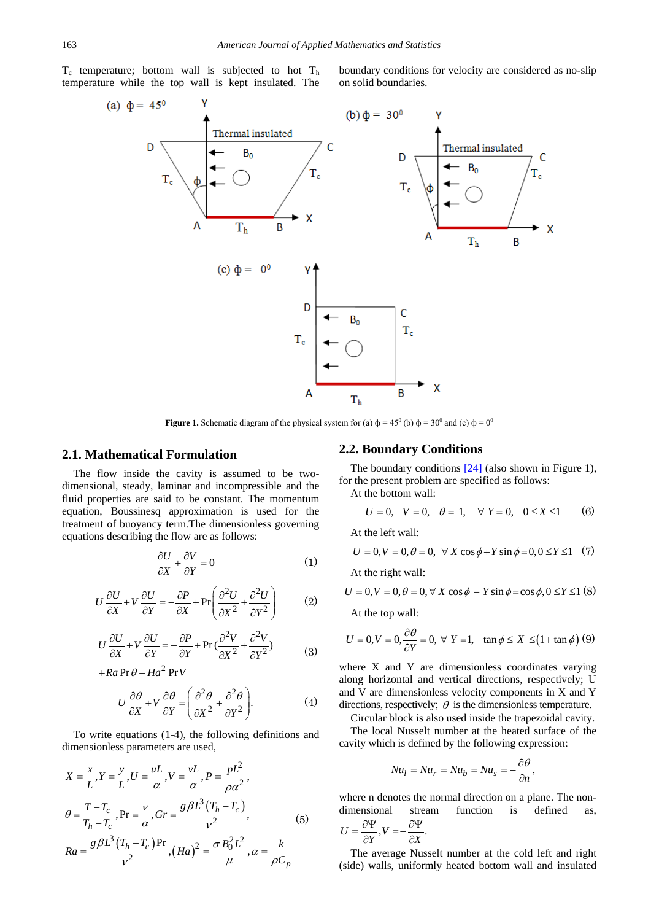$T_c$ temperature; bottom wall is subjected to hot $T_h$ temperature while the top wall is kept insulated. The boundary conditions for velocity are considered as no-slip on solid boundaries.

**Figure 1.** Schematic diagram of the physical system for (a) $\phi = 45^0$ (b) $\phi = 30^0$ and (c) $\phi = 0^0$

## 2.1. Mathematical Formulation

The flow inside the cavity is assumed to be two-dimensional, steady, laminar and incompressible and the fluid properties are said to be constant. The momentum equation, Boussinesq approximation is used for the treatment of buoyancy term.The dimensionless governing equations describing the flow are as follows:

$$\frac{\partial U}{\partial X}+\frac{\partial V}{\partial Y}=0 \tag{1}$$

$$U\frac{\partial U}{\partial X}+V\frac{\partial U}{\partial Y}=-\frac{\partial P}{\partial X}+\Pr\left(\frac{\partial^2 U}{\partial X^2}+\frac{\partial^2 U}{\partial Y^2}\right) \tag{2}$$

$$U\frac{\partial U}{\partial X}+V\frac{\partial U}{\partial Y}=-\frac{\partial P}{\partial Y}+\Pr\left(\frac{\partial^2 V}{\partial X^2}+\frac{\partial^2 V}{\partial Y^2}\right) +Ra\Pr\theta-Ha^2\Pr V \tag{3}$$

$$U\frac{\partial \theta}{\partial X}+V\frac{\partial \theta}{\partial Y}=\left(\frac{\partial^2 \theta}{\partial X^2}+\frac{\partial^2 \theta}{\partial Y^2}\right). \tag{4}$$

To write equations (1-4), the following definitions and dimensionless parameters are used,

$$X=\frac{x}{L},Y=\frac{y}{L},U=\frac{uL}{\alpha},V=\frac{vL}{\alpha},P=\frac{pL^2}{\rho\alpha^2},$$

$$\theta=\frac{T-T_c}{T_h-T_c},\Pr=\frac{\nu}{\alpha},Gr=\frac{g\beta L^3\left(T_h-T_c\right)}{\nu^2}, \tag{5}$$

$$Ra=\frac{g\beta L^3\left(T_h-T_c\right)\Pr}{\nu^2},(Ha)^2=\frac{\sigma B_0^2 L^2}{\mu},\alpha=\frac{k}{\rho C_p}$$

## 2.2. Boundary Conditions

The boundary conditions [24] (also shown in Figure 1), for the present problem are specified as follows:

At the bottom wall:

$$U=0,\quad V=0,\quad \theta=1,\quad \forall\ Y=0,\quad 0\le X\le 1 \tag{6}$$

At the left wall:

$$U=0,V=0,\theta=0,\ \forall\ X\cos\phi+Y\sin\phi=0,0\le Y\le 1 \tag{7}$$

At the right wall:

$$U=0,V=0,\theta=0,\forall\ X\cos\phi-Y\sin\phi=\cos\phi,0\le Y\le 1 \tag{8}$$

At the top wall:

$$U=0,V=0,\frac{\partial\theta}{\partial Y}=0,\ \forall\ Y=1,-\tan\phi\le X\le\left(1+\tan\phi\right) \tag{9}$$

where X and Y are dimensionless coordinates varying along horizontal and vertical directions, respectively; U and V are dimensionless velocity components in X and Y directions, respectively; $\theta$ is the dimensionless temperature.

Circular block is also used inside the trapezoidal cavity.

The local Nusselt number at the heated surface of the cavity which is defined by the following expression:

$$Nu_l=Nu_r=Nu_b=Nu_s=-\frac{\partial\theta}{\partial n},$$

where n denotes the normal direction on a plane. The non-dimensional stream function is defined as, $U=\frac{\partial\Psi}{\partial Y},V=-\frac{\partial\Psi}{\partial X}$.

The average Nusselt number at the cold left and right (side) walls, uniformly heated bottom wall and insulated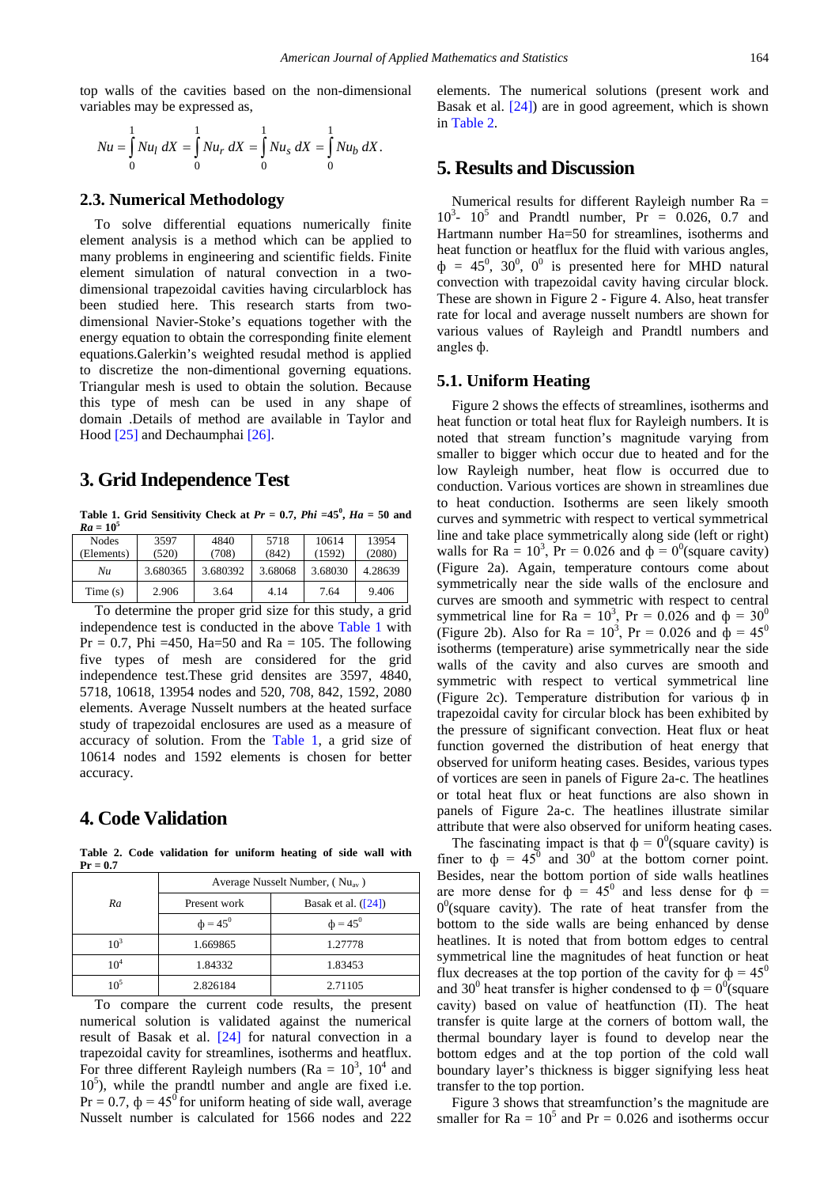top walls of the cavities based on the non-dimensional variables may be expressed as,

$$Nu = \int_0^1 Nu_l \, dX = \int_0^1 Nu_r \, dX = \int_0^1 Nu_s \, dX = \int_0^1 Nu_b \, dX.$$

### 2.3. Numerical Methodology

To solve differential equations numerically finite element analysis is a method which can be applied to many problems in engineering and scientific fields. Finite element simulation of natural convection in a two-dimensional trapezoidal cavities having circularblock has been studied here. This research starts from two-dimensional Navier-Stoke's equations together with the energy equation to obtain the corresponding finite element equations.Galerkin's weighted resudal method is applied to discretize the non-dimentional governing equations. Triangular mesh is used to obtain the solution. Because this type of mesh can be used in any shape of domain .Details of method are available in Taylor and Hood [25] and Dechaumphai [26].

## 3. Grid Independence Test

**Table 1. Grid Sensitivity Check at *Pr* = 0.7, *Phi* =45$^0$, *Ha* = 50 and *Ra* = 10$^5$**

| Nodes (Elements) | 3597 (520) | 4840 (708) | 5718 (842) | 10614 (1592) | 13954 (2080) |
|---|---|---|---|---|---|
| *Nu* | 3.680365 | 3.680392 | 3.68068 | 3.68030 | 4.28639 |
| Time (s) | 2.906 | 3.64 | 4.14 | 7.64 | 9.406 |

To determine the proper grid size for this study, a grid independence test is conducted in the above Table 1 with Pr = 0.7, Phi =450, Ha=50 and Ra = 105. The following five types of mesh are considered for the grid independence test.These grid densites are 3597, 4840, 5718, 10618, 13954 nodes and 520, 708, 842, 1592, 2080 elements. Average Nusselt numbers at the heated surface study of trapezoidal enclosures are used as a measure of accuracy of solution. From the Table 1, a grid size of 10614 nodes and 1592 elements is chosen for better accuracy.

## 4. Code Validation

**Table 2. Code validation for uniform heating of side wall with Pr = 0.7**

| *Ra* | Average Nusselt Number, ( $Nu_{av}$ ) | |
|---|---|---|
| | Present work | Basak et al. ([24]) |
| | $\phi = 45^0$ | $\phi = 45^0$ |
| $10^3$ | 1.669865 | 1.27778 |
| $10^4$ | 1.84332 | 1.83453 |
| $10^5$ | 2.826184 | 2.71105 |

To compare the current code results, the present numerical solution is validated against the numerical result of Basak et al. [24] for natural convection in a trapezoidal cavity for streamlines, isotherms and heatflux. For three different Rayleigh numbers (Ra = $10^3$, $10^4$ and $10^5$), while the prandtl number and angle are fixed i.e. Pr = 0.7, $\phi = 45^0$ for uniform heating of side wall, average Nusselt number is calculated for 1566 nodes and 222 elements. The numerical solutions (present work and Basak et al. [24]) are in good agreement, which is shown in Table 2.

## 5. Results and Discussion

Numerical results for different Rayleigh number Ra = $10^3$- $10^5$ and Prandtl number, Pr = 0.026, 0.7 and Hartmann number Ha=50 for streamlines, isotherms and heat function or heatflux for the fluid with various angles, $\phi = 45^0$, $30^0$, $0^0$ is presented here for MHD natural convection with trapezoidal cavity having circular block. These are shown in Figure 2 - Figure 4. Also, heat transfer rate for local and average nusselt numbers are shown for various values of Rayleigh and Prandtl numbers and angles $\phi$.

### 5.1. Uniform Heating

Figure 2 shows the effects of streamlines, isotherms and heat function or total heat flux for Rayleigh numbers. It is noted that stream function's magnitude varying from smaller to bigger which occur due to heated and for the low Rayleigh number, heat flow is occurred due to conduction. Various vortices are shown in streamlines due to heat conduction. Isotherms are seen likely smooth curves and symmetric with respect to vertical symmetrical line and take place symmetrically along side (left or right) walls for Ra = $10^3$, Pr = 0.026 and $\phi = 0^0$(square cavity) (Figure 2a). Again, temperature contours come about symmetrically near the side walls of the enclosure and curves are smooth and symmetric with respect to central symmetrical line for Ra = $10^3$, Pr = 0.026 and $\phi = 30^0$ (Figure 2b). Also for Ra = $10^3$, Pr = 0.026 and $\phi = 45^0$ isotherms (temperature) arise symmetrically near the side walls of the cavity and also curves are smooth and symmetric with respect to vertical symmetrical line (Figure 2c). Temperature distribution for various $\phi$ in trapezoidal cavity for circular block has been exhibited by the pressure of significant convection. Heat flux or heat function governed the distribution of heat energy that observed for uniform heating cases. Besides, various types of vortices are seen in panels of Figure 2a-c. The heatlines or total heat flux or heat functions are also shown in panels of Figure 2a-c. The heatlines illustrate similar attribute that were also observed for uniform heating cases.

The fascinating impact is that $\phi = 0^0$(square cavity) is finer to $\phi = 45^0$ and $30^0$ at the bottom corner point. Besides, near the bottom portion of side walls heatlines are more dense for $\phi = 45^0$ and less dense for $\phi = 0^0$(square cavity). The rate of heat transfer from the bottom to the side walls are being enhanced by dense heatlines. It is noted that from bottom edges to central symmetrical line the magnitudes of heat function or heat flux decreases at the top portion of the cavity for $\phi = 45^0$ and $30^0$ heat transfer is higher condensed to $\phi = 0^0$(square cavity) based on value of heatfunction ($\Pi$). The heat transfer is quite large at the centers of bottom wall, the thermal boundary layer is found to develop near the bottom edges and at the top portion of the cold wall boundary layer's thickness is bigger signifying less heat transfer to the top portion.

Figure 3 shows that streamfunction's the magnitude are smaller for Ra = $10^5$ and Pr = 0.026 and isotherms occur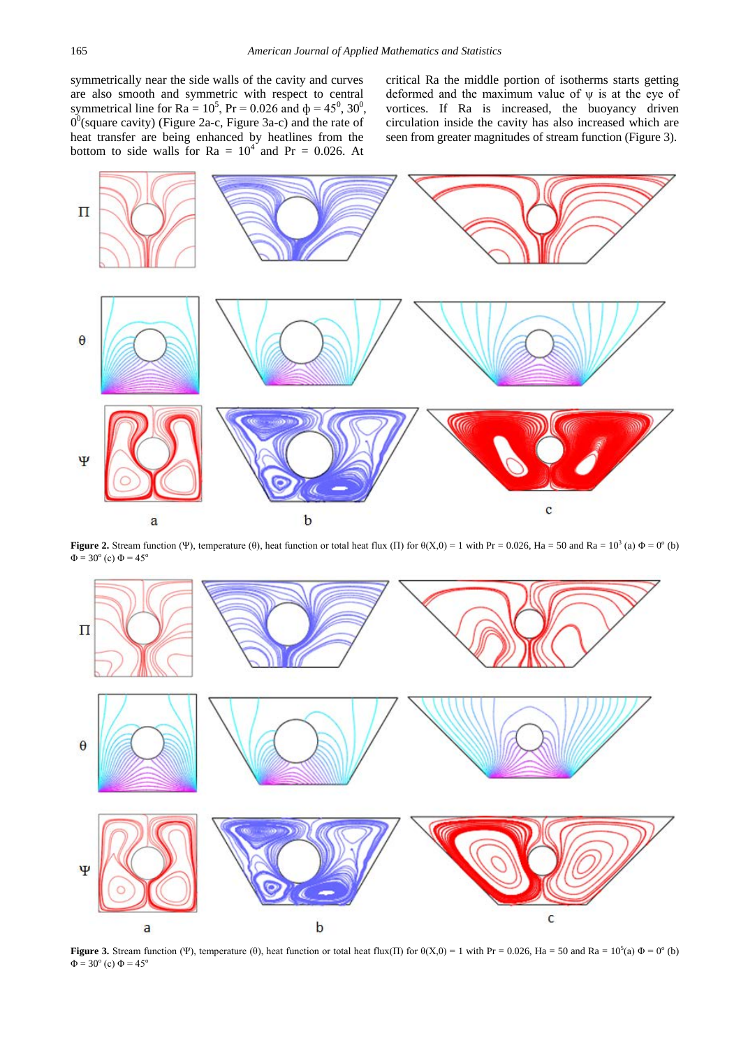symmetrically near the side walls of the cavity and curves are also smooth and symmetric with respect to central symmetrical line for Ra = $10^5$, Pr = 0.026 and $\phi = 45^0$, $30^0$, $0^0$(square cavity) (Figure 2a-c, Figure 3a-c) and the rate of heat transfer are being enhanced by heatlines from the bottom to side walls for Ra = $10^4$ and Pr = 0.026. At critical Ra the middle portion of isotherms starts getting deformed and the maximum value of $\psi$ is at the eye of vortices. If Ra is increased, the buoyancy driven circulation inside the cavity has also increased which are seen from greater magnitudes of stream function (Figure 3).

**Figure 2.** Stream function ($\Psi$), temperature ($\theta$), heat function or total heat flux ($\Pi$) for $\theta(X,0) = 1$ with Pr = 0.026, Ha = 50 and Ra = $10^3$ (a) $\Phi = 0^o$ (b) $\Phi = 30^o$ (c) $\Phi = 45^o$

**Figure 3.** Stream function ($\Psi$), temperature ($\theta$), heat function or total heat flux($\Pi$) for $\theta(X,0) = 1$ with Pr = 0.026, Ha = 50 and Ra = $10^5$(a) $\Phi = 0^o$ (b) $\Phi = 30^o$ (c) $\Phi = 45^o$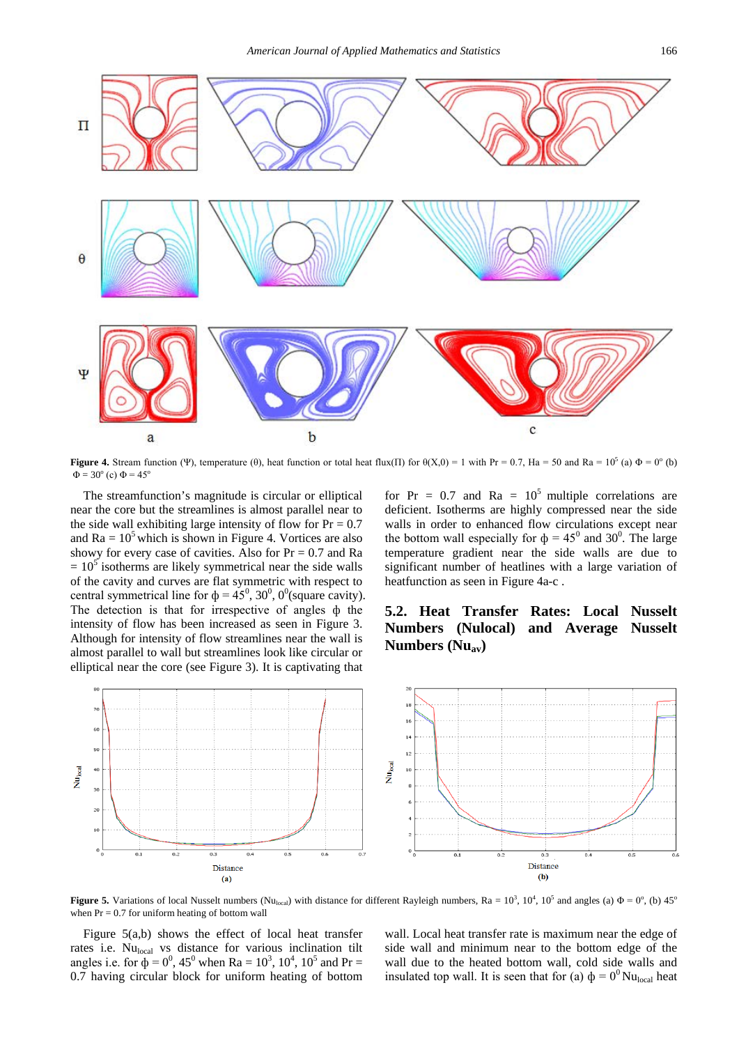**Figure 4.** Stream function (Ψ), temperature (θ), heat function or total heat flux(Π) for θ(X,0) = 1 with Pr = 0.7, Ha = 50 and Ra = $10^5$ (a) Φ = 0° (b) Φ = 30° (c) Φ = 45°

The streamfunction's magnitude is circular or elliptical near the core but the streamlines is almost parallel near to the side wall exhibiting large intensity of flow for Pr = 0.7 and Ra = $10^5$ which is shown in Figure 4. Vortices are also showy for every case of cavities. Also for Pr = 0.7 and Ra = $10^5$ isotherms are likely symmetrical near the side walls of the cavity and curves are flat symmetric with respect to central symmetrical line for ϕ = $45^0$, $30^0$, $0^0$(square cavity). The detection is that for irrespective of angles ϕ the intensity of flow has been increased as seen in Figure 3. Although for intensity of flow streamlines near the wall is almost parallel to wall but streamlines look like circular or elliptical near the core (see Figure 3). It is captivating that for Pr = 0.7 and Ra = $10^5$ multiple correlations are deficient. Isotherms are highly compressed near the side walls in order to enhanced flow circulations except near the bottom wall especially for ϕ = $45^0$ and $30^0$. The large temperature gradient near the side walls are due to significant number of heatlines with a large variation of heatfunction as seen in Figure 4a-c .

### 5.2. Heat Transfer Rates: Local Nusselt Numbers (Nulocal) and Average Nusselt Numbers ($Nu_{av}$)

**Figure 5.** Variations of local Nusselt numbers ($Nu_{local}$) with distance for different Rayleigh numbers, Ra = $10^3$, $10^4$, $10^5$ and angles (a) Φ = 0°, (b) 45° when Pr = 0.7 for uniform heating of bottom wall

Figure 5(a,b) shows the effect of local heat transfer rates i.e. $Nu_{local}$ vs distance for various inclination tilt angles i.e. for ϕ = $0^0$, $45^0$ when Ra = $10^3$, $10^4$, $10^5$ and Pr = 0.7 having circular block for uniform heating of bottom wall. Local heat transfer rate is maximum near the edge of side wall and minimum near to the bottom edge of the wall due to the heated bottom wall, cold side walls and insulated top wall. It is seen that for (a) ϕ = $0^0$ $Nu_{local}$ heat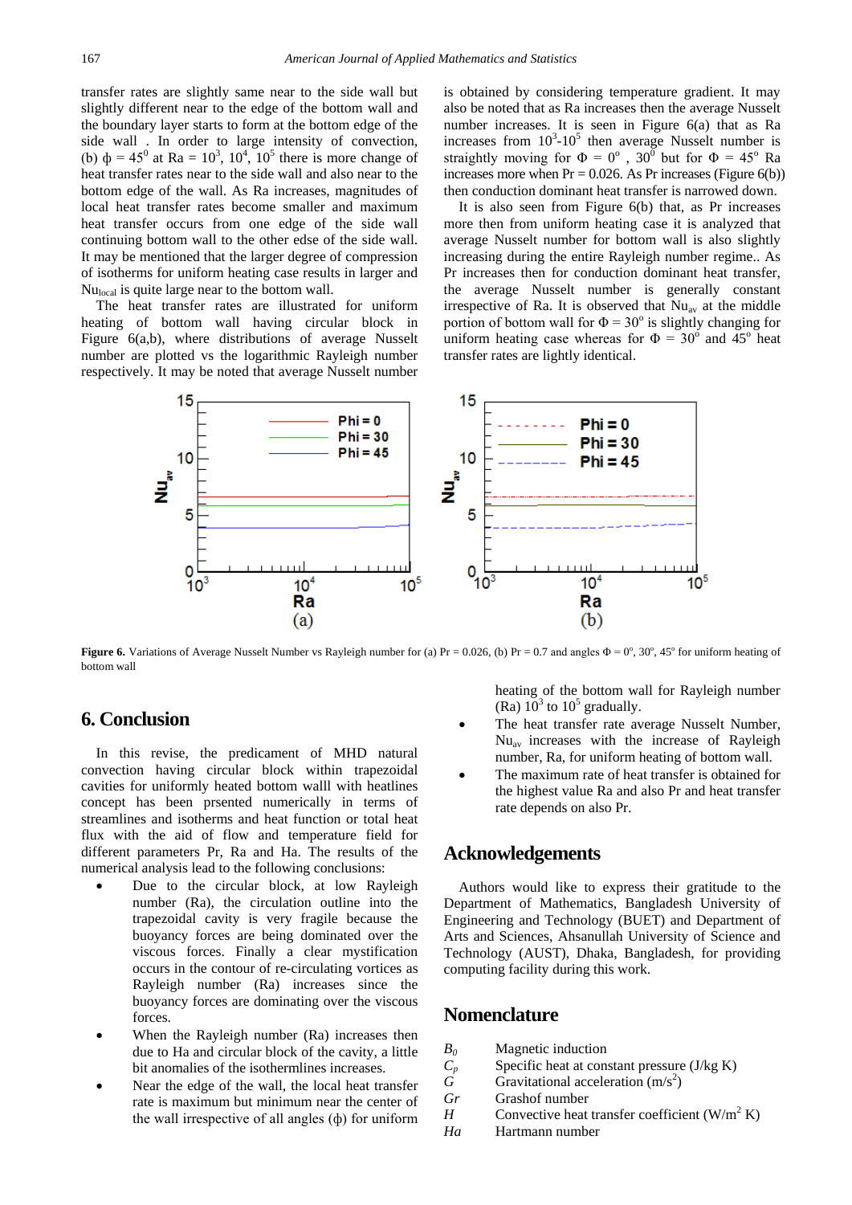transfer rates are slightly same near to the side wall but slightly different near to the edge of the bottom wall and the boundary layer starts to form at the bottom edge of the side wall . In order to large intensity of convection, (b) $\phi = 45^0$ at Ra = $10^3$, $10^4$, $10^5$ there is more change of heat transfer rates near to the side wall and also near to the bottom edge of the wall. As Ra increases, magnitudes of local heat transfer rates become smaller and maximum heat transfer occurs from one edge of the side wall continuing bottom wall to the other edse of the side wall. It may be mentioned that the larger degree of compression of isotherms for uniform heating case results in larger and $Nu_{local}$ is quite large near to the bottom wall.

The heat transfer rates are illustrated for uniform heating of bottom wall having circular block in Figure 6(a,b), where distributions of average Nusselt number are plotted vs the logarithmic Rayleigh number respectively. It may be noted that average Nusselt number is obtained by considering temperature gradient. It may also be noted that as Ra increases then the average Nusselt number increases. It is seen in Figure 6(a) that as Ra increases from $10^3$-$10^5$ then average Nusselt number is straightly moving for $\Phi = 0^o$ , $30^0$ but for $\Phi = 45^o$ Ra increases more when Pr = 0.026. As Pr increases (Figure 6(b)) then conduction dominant heat transfer is narrowed down.

It is also seen from Figure 6(b) that, as Pr increases more then from uniform heating case it is analyzed that average Nusselt number for bottom wall is also slightly increasing during the entire Rayleigh number regime.. As Pr increases then for conduction dominant heat transfer, the average Nusselt number is generally constant irrespective of Ra. It is observed that $Nu_{av}$ at the middle portion of bottom wall for $\Phi = 30^o$ is slightly changing for uniform heating case whereas for $\Phi = 30^o$ and $45^o$ heat transfer rates are lightly identical.

**Figure 6.** Variations of Average Nusselt Number vs Rayleigh number for (a) Pr = 0.026, (b) Pr = 0.7 and angles $\Phi = 0^o, 30^o, 45^o$ for uniform heating of bottom wall

## 6. Conclusion

In this revise, the predicament of MHD natural convection having circular block within trapezoidal cavities for uniformly heated bottom walll with heatlines concept has been prsented numerically in terms of streamlines and isotherms and heat function or total heat flux with the aid of flow and temperature field for different parameters Pr, Ra and Ha. The results of the numerical analysis lead to the following conclusions:

- Due to the circular block, at low Rayleigh number (Ra), the circulation outline into the trapezoidal cavity is very fragile because the buoyancy forces are being dominated over the viscous forces. Finally a clear mystification occurs in the contour of re-circulating vortices as Rayleigh number (Ra) increases since the buoyancy forces are dominating over the viscous forces.
- When the Rayleigh number (Ra) increases then due to Ha and circular block of the cavity, a little bit anomalies of the isothermlines increases.
- Near the edge of the wall, the local heat transfer rate is maximum but minimum near the center of the wall irrespective of all angles ($\phi$) for uniform heating of the bottom wall for Rayleigh number (Ra) $10^3$ to $10^5$ gradually.
- The heat transfer rate average Nusselt Number, $Nu_{av}$ increases with the increase of Rayleigh number, Ra, for uniform heating of bottom wall.
- The maximum rate of heat transfer is obtained for the highest value Ra and also Pr and heat transfer rate depends on also Pr.

## Acknowledgements

Authors would like to express their gratitude to the Department of Mathematics, Bangladesh University of Engineering and Technology (BUET) and Department of Arts and Sciences, Ahsanullah University of Science and Technology (AUST), Dhaka, Bangladesh, for providing computing facility during this work.

## Nomenclature

| | |
|---|---|
| $B_0$ | Magnetic induction |
| $C_p$ | Specific heat at constant pressure (J/kg K) |
| $G$ | Gravitational acceleration (m/s$^2$) |
| $Gr$ | Grashof number |
| $H$ | Convective heat transfer coefficient (W/m$^2$ K) |
| $Ha$ | Hartmann number |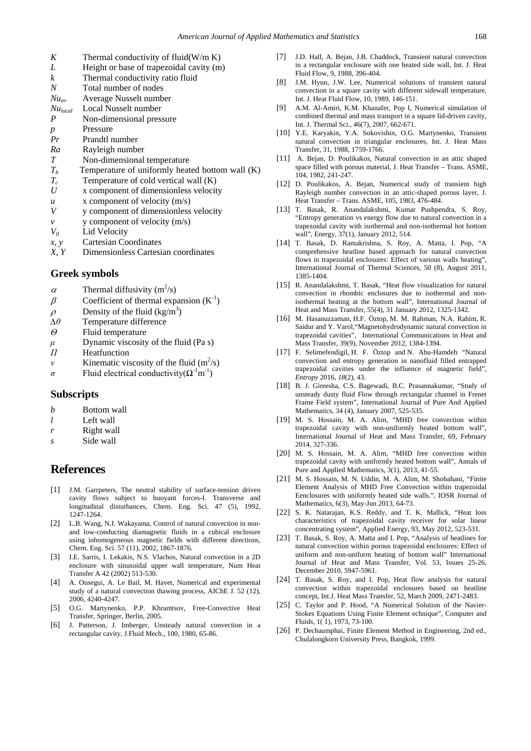$K$ Thermal conductivity of fluid(W/m K)
$L$ Height or base of trapezoidal cavity (m)
$k$ Thermal conductivity ratio fluid
$N$ Total number of nodes
$Nu_{av}$ Average Nusselt number
$Nu_{local}$ Local Nusselt number
$P$ Non-dimensional pressure
$p$ Pressure
$Pr$ Prandtl number
$Ra$ Rayleigh number
$T$ Non-dimensional temperature
$T_h$ Temperature of uniformly heated bottom wall (K)
$T_c$ Temperature of cold vertical wall (K)
$U$ x component of dimensionless velocity
$u$ x component of velocity (m/s)
$V$ y component of dimensionless velocity
$v$ y component of velocity (m/s)
$V_0$ Lid Velocity
$x, y$ Cartesian Coordinates
$X, Y$ Dimensionless Cartesian coordinates

## Greek symbols

$\alpha$ Thermal diffusivity ($m^2$/s)
$\beta$ Coefficient of thermal expansion ($K^{-1}$)
$\rho$ Density of the fluid (kg/$m^3$)
$\Delta\theta$ Temperature difference
$\Theta$ Fluid temperature
$\mu$ Dynamic viscosity of the fluid (Pa s)
$\Pi$ Heatfunction
$\nu$ Kinematic viscosity of the fluid ($m^2$/s)
$\sigma$ Fluid electrical conductivity($\Omega^{-1}m^{-1}$)

## Subscripts

$b$ Bottom wall
$l$ Left wall
$r$ Right wall
$s$ Side wall

# References

[1] J.M. Garrpeters, The neutral stability of surface-tension driven cavity flows subject to buoyant forces-I. Transverse and longitudinal disturbances, Chem. Eng. Sci. 47 (5), 1992, 1247-1264.

[2] L.B. Wang, N.I. Wakayama, Control of natural convection in non- and low-conducting diamagnetic fluids in a cubical enclosure using inhomogeneous magnetic fields with different directions, Chem. Eng. Sci. 57 (11), 2002, 1867-1876.

[3] I.E. Sarris, I. Lekakis, N.S. Vlachos, Natural convection in a 2D enclosure with sinusoidal upper wall temperature, Num Heat Transfer A 42 (2002) 513-530.

[4] A. Ousegui, A. Le Bail, M. Havet, Numerical and experimental study of a natural convection thawing process, AIChE J. 52 (12), 2006, 4240-4247.

[5] O.G. Martynenko, P.P. Khramtsov, Free-Convective Heat Transfer, Springer, Berlin, 2005.

[6] J. Patterson, J. Imberger, Unsteady natural convection in a rectangular cavity, J.Fluid Mech., 100, 1980, 65-86.

[7] J.D. Hall, A. Bejan, J.B. Chaddock, Transient natural convection in a rectangular enclosure with one heated side wall, Int. J. Heat Fluid Flow, 9, 1988, 396-404.

[8] J.M. Hyun, J.W. Lee, Numerical solutions of transient natural convection in a square cavity with different sidewall temperature, Int. J. Heat Fluid Flow, 10, 1989, 146-151.

[9] A.M. Al-Amiri, K.M. Khanafer, Pop I, Numerical simulation of combined thermal and mass transport in a square lid-driven cavity, Int. J. Thermal Sci., 46(7), 2007, 662-671.

[10] Y.E. Karyakin, Y.A. Sokovishin, O.G. Martynenko, Transient natural convection in triangular enclosures, Int. J. Heat Mass Transfer, 31, 1988, 1759-1766.

[11] A. Bejan, D. Poulikakos, Natural convection in an attic shaped space filled with porous material, J. Heat Transfer – Trans. ASME, 104, 1982, 241-247.

[12] D. Poulikakos, A. Bejan, Numerical study of transient high Rayleigh number convection in an attic-shaped porous layer, J. Heat Transfer – Trans. ASME, 105, 1983, 476-484.

[13] T. Basak, R. Anandalakshmi, Kumar Pushpendra, S. Roy, "Entropy generation vs energy flow due to natural convection in a trapezoidal cavity with isothermal and non-isothermal hot bottom wall", Energy, 37(1), January 2012, 514.

[14] T. Basak, D. Ramakrishna, S. Roy, A. Matta, I. Pop, "A comprehensive heatline based approach for natural convection flows in trapezoidal enclosures: Effect of various walls heating", International Journal of Thermal Sciences, 50 (8), August 2011, 1385-1404.

[15] R. Anandalakshmi, T. Basak, "Heat flow visualization for natural convection in rhombic enclosures due to isothermal and non-isothermal heating at the bottom wall", International Journal of Heat and Mass Transfer, 55(4), 31 January 2012, 1325-1342.

[16] M. Hasanuzzaman, H.F. Öztop, M. M. Rahman, N.A. Rahim, R. Saidur and Y. Varol,"Magnetohydrodynamic natural convection in trapezoidal cavities", International Communications in Heat and Mass Transfer, 39(9), November 2012, 1384-1394.

[17] F. Selimefendigil, H. F. Öztop and N. Abu-Hamdeh "Natural convection and entropy generation in nanofluid filled entrapped trapezoidal cavities under the influence of magnetic field", *Entropy* 2016, *18*(2), 43.

[18] B. J. Gireesha, C.S. Bagewadi, B.C. Prasannakumar, "Study of unsteady dusty fluid Flow through rectangular channel in Frenet Frame Field system", International Journal of Pure And Applied Mathematics, 34 (4), January 2007, 525-535.

[19] M. S. Hossain, M. A. Alim, "MHD free convection within trapezoidal cavity with non-uniformly heated bottom wall", International Journal of Heat and Mass Transfer, 69, February 2014, 327-336.

[20] M. S. Hossain, M. A. Alim, "MHD free convection within trapezoidal cavity with uniformly heated bottom wall", Annals of Pure and Applied Mathematics, 3(1), 2013, 41-55.

[21] M. S. Hossain, M. N. Uddin, M. A. Alim, M. Shobahani, "Finite Element Analysis of MHD Free Convection within trapezoidal Eenclosures with uniformly heated side walls.", IOSR Journal of Mathematics, 6(3), May-Jun 2013, 64-73.

[22] S. K. Natarajan, K.S. Reddy, and T. K. Mallick, "Heat loss characteristics of trapezoidal cavity receiver for solar linear concentrating system", Applied Energy, 93, May 2012, 523-531.

[23] T. Basak, S. Roy, A. Matta and I. Pop, "Analysis of heatlines for natural convection within porous trapezoidal enclosures: Effect of uniform and non-uniform heating of bottom wall" International Journal of Heat and Mass Transfer, Vol. 53, Issues 25-26, December 2010, 5947-5961.

[24] T. Basak, S. Roy, and I. Pop, Heat flow analysis for natural convection within trapezoidal enclosures based on heatline concept, Int.J. Heat Mass Transfer, 52, March 2009, 2471-2483.

[25] C. Taylor and P. Hood, "A Numerical Solution of the Navier-Stokes Equations Using Finite Element echnique", Computer and Fluids, 1( 1), 1973, 73-100.

[26] P. Dechaumphai, Finite Element Method in Engineering, 2nd ed., Chulalongkorn University Press, Bangkok, 1999.